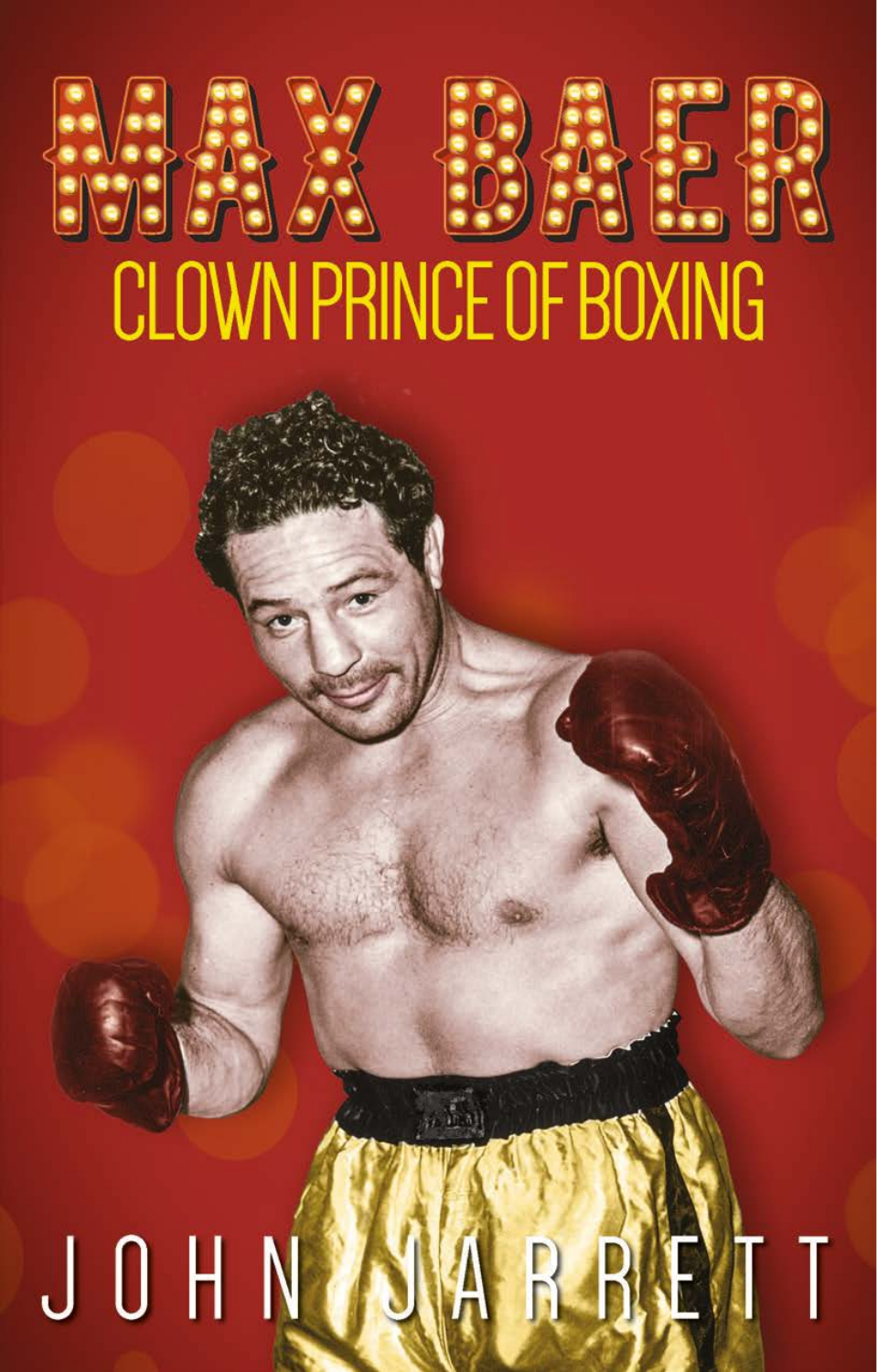# MAX BAER

## CLOWN PRINCE OF BOXING

JOHN JARRETT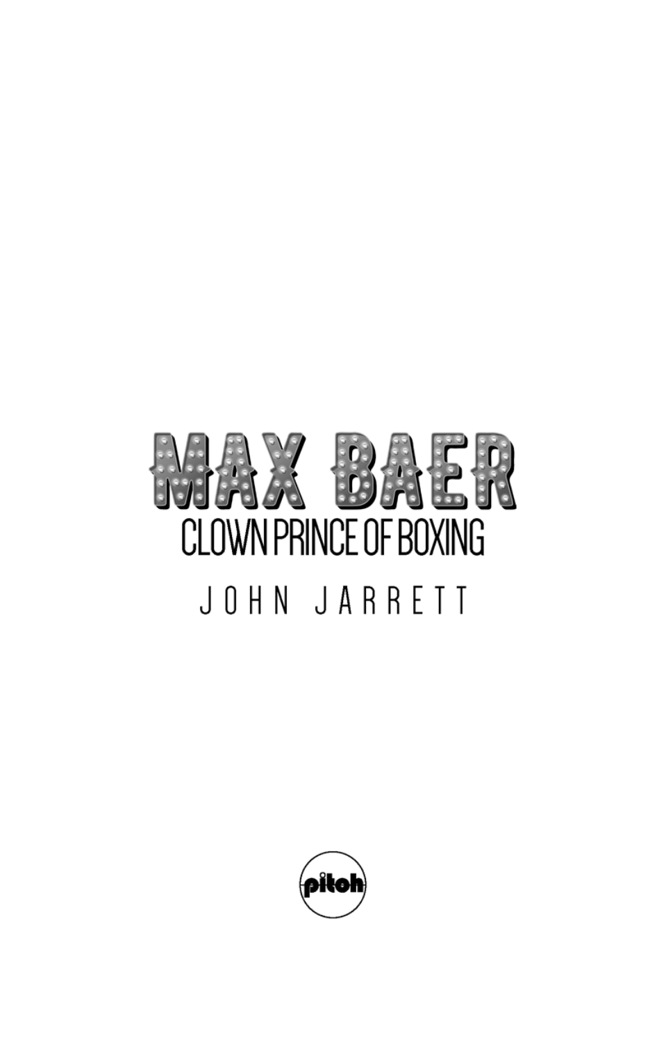# MAX BAER

## CLOWN PRINCE OF BOXING

JOHN JARRETT

pitch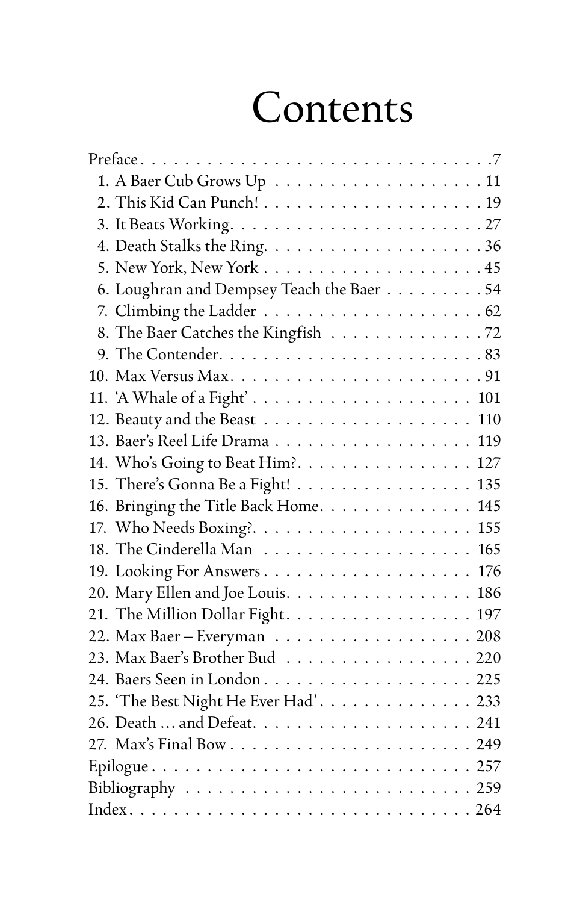# Contents

Preface . . . . . . . . . . . . . . . . . . . . . . . . . . . . . . . . . 7
1. A Baer Cub Grows Up . . . . . . . . . . . . . . . . . . . . 11
2. This Kid Can Punch! . . . . . . . . . . . . . . . . . . . . . 19
3. It Beats Working. . . . . . . . . . . . . . . . . . . . . . . . 27
4. Death Stalks the Ring. . . . . . . . . . . . . . . . . . . . 36
5. New York, New York . . . . . . . . . . . . . . . . . . . . 45
6. Loughran and Dempsey Teach the Baer . . . . . . . . . 54
7. Climbing the Ladder . . . . . . . . . . . . . . . . . . . . 62
8. The Baer Catches the Kingfish . . . . . . . . . . . . . . 72
9. The Contender. . . . . . . . . . . . . . . . . . . . . . . . 83
10. Max Versus Max. . . . . . . . . . . . . . . . . . . . . . . 91
11. 'A Whale of a Fight' . . . . . . . . . . . . . . . . . . . 101
12. Beauty and the Beast . . . . . . . . . . . . . . . . . . . 110
13. Baer's Reel Life Drama . . . . . . . . . . . . . . . . . . 119
14. Who's Going to Beat Him?. . . . . . . . . . . . . . . . 127
15. There's Gonna Be a Fight! . . . . . . . . . . . . . . . . 135
16. Bringing the Title Back Home. . . . . . . . . . . . . . 145
17. Who Needs Boxing?. . . . . . . . . . . . . . . . . . . . 155
18. The Cinderella Man . . . . . . . . . . . . . . . . . . . 165
19. Looking For Answers . . . . . . . . . . . . . . . . . . . 176
20. Mary Ellen and Joe Louis. . . . . . . . . . . . . . . . . 186
21. The Million Dollar Fight. . . . . . . . . . . . . . . . . 197
22. Max Baer – Everyman . . . . . . . . . . . . . . . . . . 208
23. Max Baer's Brother Bud . . . . . . . . . . . . . . . . . 220
24. Baers Seen in London . . . . . . . . . . . . . . . . . . 225
25. 'The Best Night He Ever Had' . . . . . . . . . . . . . 233
26. Death … and Defeat. . . . . . . . . . . . . . . . . . . . 241
27. Max's Final Bow . . . . . . . . . . . . . . . . . . . . . . 249

Epilogue . . . . . . . . . . . . . . . . . . . . . . . . . . . . 257
Bibliography . . . . . . . . . . . . . . . . . . . . . . . . . . 259
Index . . . . . . . . . . . . . . . . . . . . . . . . . . . . . . . 264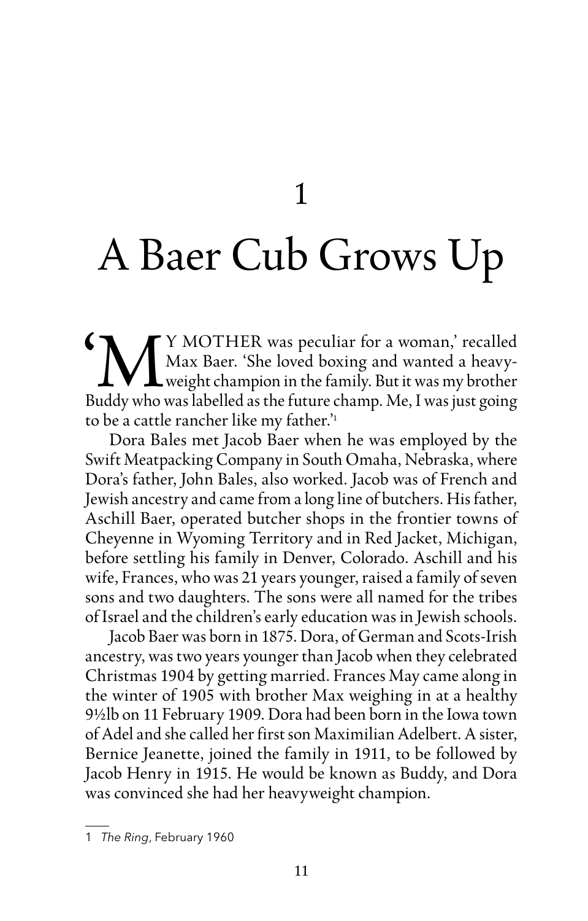# 1

# A Baer Cub Grows Up

'MY MOTHER was peculiar for a woman,' recalled Max Baer. 'She loved boxing and wanted a heavyweight champion in the family. But it was my brother Buddy who was labelled as the future champ. Me, I was just going to be a cattle rancher like my father.'[1]

Dora Bales met Jacob Baer when he was employed by the Swift Meatpacking Company in South Omaha, Nebraska, where Dora's father, John Bales, also worked. Jacob was of French and Jewish ancestry and came from a long line of butchers. His father, Aschill Baer, operated butcher shops in the frontier towns of Cheyenne in Wyoming Territory and in Red Jacket, Michigan, before settling his family in Denver, Colorado. Aschill and his wife, Frances, who was 21 years younger, raised a family of seven sons and two daughters. The sons were all named for the tribes of Israel and the children's early education was in Jewish schools.

Jacob Baer was born in 1875. Dora, of German and Scots-Irish ancestry, was two years younger than Jacob when they celebrated Christmas 1904 by getting married. Frances May came along in the winter of 1905 with brother Max weighing in at a healthy 9½lb on 11 February 1909. Dora had been born in the Iowa town of Adel and she called her first son Maximilian Adelbert. A sister, Bernice Jeanette, joined the family in 1911, to be followed by Jacob Henry in 1915. He would be known as Buddy, and Dora was convinced she had her heavyweight champion.

---

1 *The Ring*, February 1960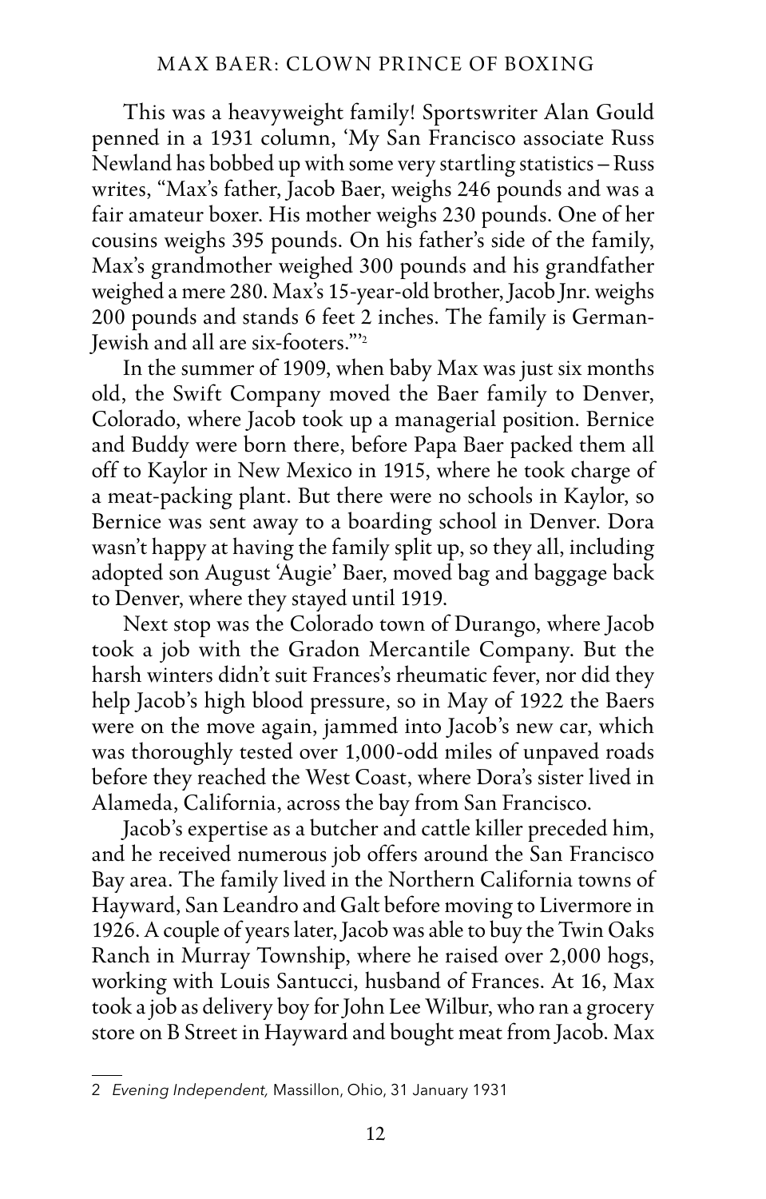This was a heavyweight family! Sportswriter Alan Gould penned in a 1931 column, 'My San Francisco associate Russ Newland has bobbed up with some very startling statistics – Russ writes, "Max's father, Jacob Baer, weighs 246 pounds and was a fair amateur boxer. His mother weighs 230 pounds. One of her cousins weighs 395 pounds. On his father's side of the family, Max's grandmother weighed 300 pounds and his grandfather weighed a mere 280. Max's 15-year-old brother, Jacob Jnr. weighs 200 pounds and stands 6 feet 2 inches. The family is German-Jewish and all are six-footers."'[2]

In the summer of 1909, when baby Max was just six months old, the Swift Company moved the Baer family to Denver, Colorado, where Jacob took up a managerial position. Bernice and Buddy were born there, before Papa Baer packed them all off to Kaylor in New Mexico in 1915, where he took charge of a meat-packing plant. But there were no schools in Kaylor, so Bernice was sent away to a boarding school in Denver. Dora wasn't happy at having the family split up, so they all, including adopted son August 'Augie' Baer, moved bag and baggage back to Denver, where they stayed until 1919.

Next stop was the Colorado town of Durango, where Jacob took a job with the Gradon Mercantile Company. But the harsh winters didn't suit Frances's rheumatic fever, nor did they help Jacob's high blood pressure, so in May of 1922 the Baers were on the move again, jammed into Jacob's new car, which was thoroughly tested over 1,000-odd miles of unpaved roads before they reached the West Coast, where Dora's sister lived in Alameda, California, across the bay from San Francisco.

Jacob's expertise as a butcher and cattle killer preceded him, and he received numerous job offers around the San Francisco Bay area. The family lived in the Northern California towns of Hayward, San Leandro and Galt before moving to Livermore in 1926. A couple of years later, Jacob was able to buy the Twin Oaks Ranch in Murray Township, where he raised over 2,000 hogs, working with Louis Santucci, husband of Frances. At 16, Max took a job as delivery boy for John Lee Wilbur, who ran a grocery store on B Street in Hayward and bought meat from Jacob. Max

---

2 *Evening Independent,* Massillon, Ohio, 31 January 1931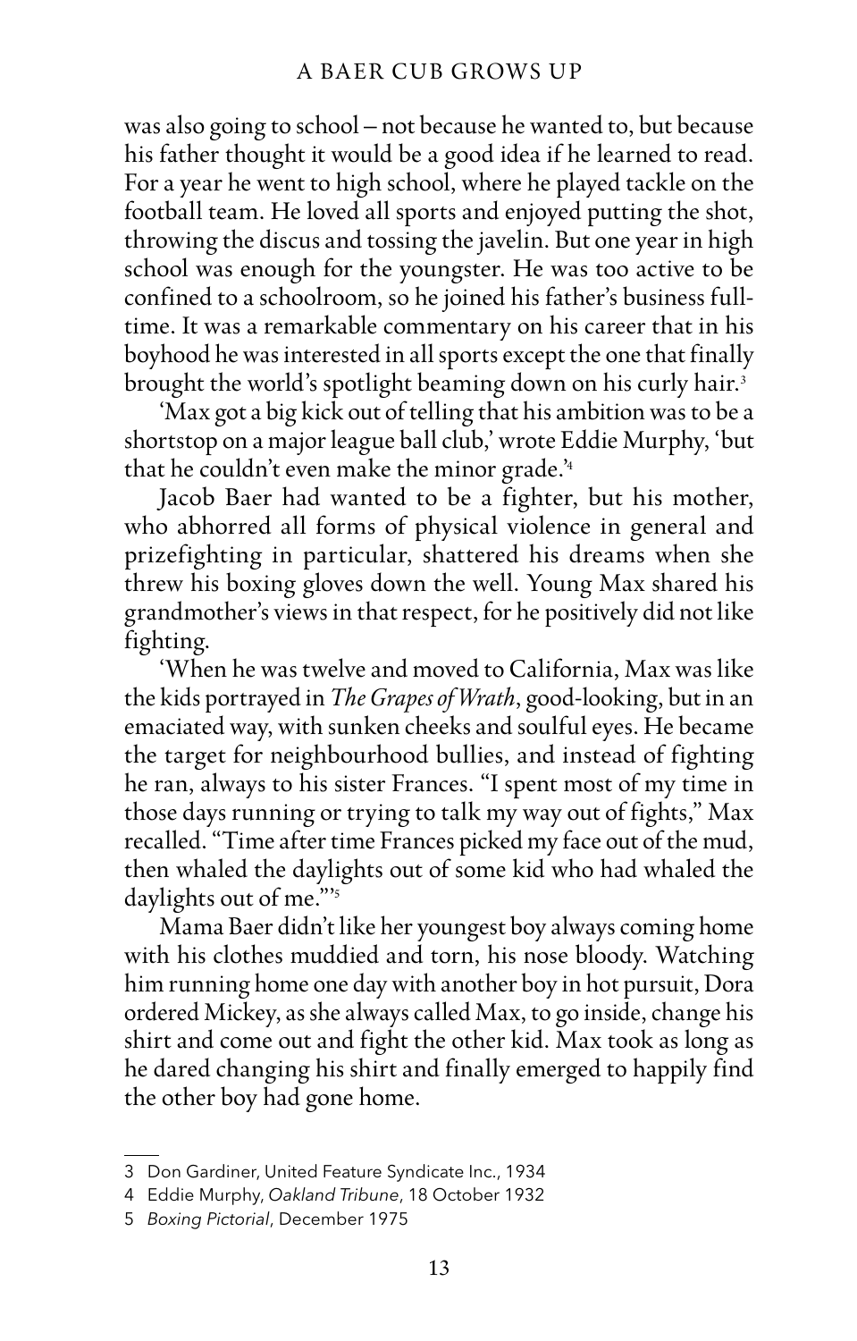was also going to school – not because he wanted to, but because his father thought it would be a good idea if he learned to read. For a year he went to high school, where he played tackle on the football team. He loved all sports and enjoyed putting the shot, throwing the discus and tossing the javelin. But one year in high school was enough for the youngster. He was too active to be confined to a schoolroom, so he joined his father's business full-time. It was a remarkable commentary on his career that in his boyhood he was interested in all sports except the one that finally brought the world's spotlight beaming down on his curly hair.[3]

'Max got a big kick out of telling that his ambition was to be a shortstop on a major league ball club,' wrote Eddie Murphy, 'but that he couldn't even make the minor grade.'[4]

Jacob Baer had wanted to be a fighter, but his mother, who abhorred all forms of physical violence in general and prizefighting in particular, shattered his dreams when she threw his boxing gloves down the well. Young Max shared his grandmother's views in that respect, for he positively did not like fighting.

'When he was twelve and moved to California, Max was like the kids portrayed in *The Grapes of Wrath*, good-looking, but in an emaciated way, with sunken cheeks and soulful eyes. He became the target for neighbourhood bullies, and instead of fighting he ran, always to his sister Frances. "I spent most of my time in those days running or trying to talk my way out of fights," Max recalled. "Time after time Frances picked my face out of the mud, then whaled the daylights out of some kid who had whaled the daylights out of me."'[5]

Mama Baer didn't like her youngest boy always coming home with his clothes muddied and torn, his nose bloody. Watching him running home one day with another boy in hot pursuit, Dora ordered Mickey, as she always called Max, to go inside, change his shirt and come out and fight the other kid. Max took as long as he dared changing his shirt and finally emerged to happily find the other boy had gone home.

---

3 Don Gardiner, United Feature Syndicate Inc., 1934

4 Eddie Murphy, *Oakland Tribune*, 18 October 1932

5 *Boxing Pictorial*, December 1975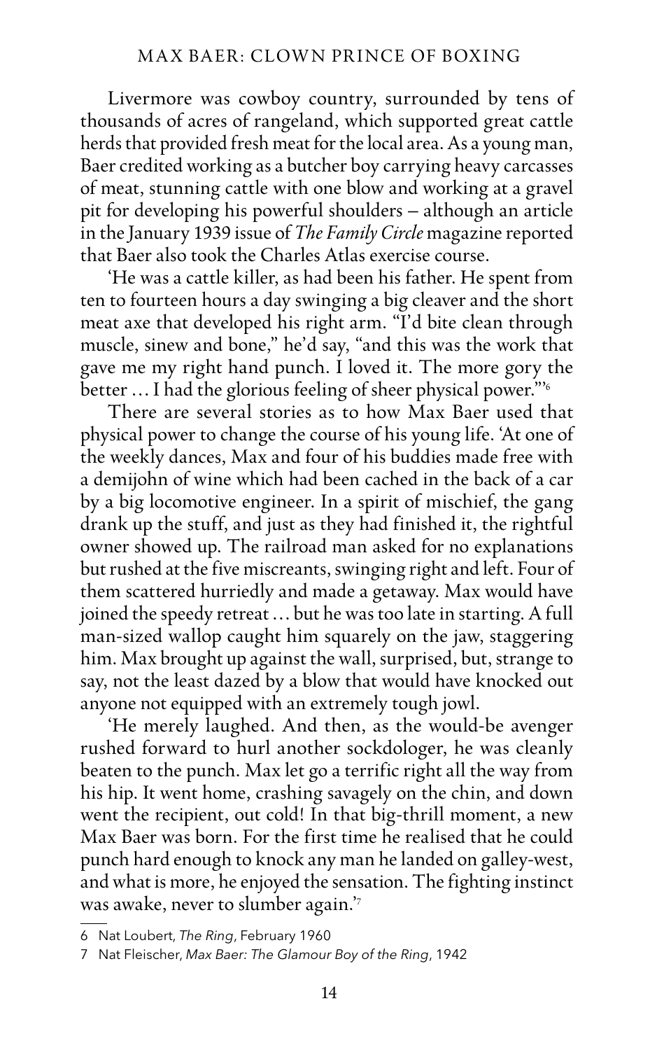Livermore was cowboy country, surrounded by tens of thousands of acres of rangeland, which supported great cattle herds that provided fresh meat for the local area. As a young man, Baer credited working as a butcher boy carrying heavy carcasses of meat, stunning cattle with one blow and working at a gravel pit for developing his powerful shoulders – although an article in the January 1939 issue of *The Family Circle* magazine reported that Baer also took the Charles Atlas exercise course.

'He was a cattle killer, as had been his father. He spent from ten to fourteen hours a day swinging a big cleaver and the short meat axe that developed his right arm. "I'd bite clean through muscle, sinew and bone," he'd say, "and this was the work that gave me my right hand punch. I loved it. The more gory the better … I had the glorious feeling of sheer physical power."'[6]

There are several stories as to how Max Baer used that physical power to change the course of his young life. 'At one of the weekly dances, Max and four of his buddies made free with a demijohn of wine which had been cached in the back of a car by a big locomotive engineer. In a spirit of mischief, the gang drank up the stuff, and just as they had finished it, the rightful owner showed up. The railroad man asked for no explanations but rushed at the five miscreants, swinging right and left. Four of them scattered hurriedly and made a getaway. Max would have joined the speedy retreat … but he was too late in starting. A full man-sized wallop caught him squarely on the jaw, staggering him. Max brought up against the wall, surprised, but, strange to say, not the least dazed by a blow that would have knocked out anyone not equipped with an extremely tough jowl.

'He merely laughed. And then, as the would-be avenger rushed forward to hurl another sockdologer, he was cleanly beaten to the punch. Max let go a terrific right all the way from his hip. It went home, crashing savagely on the chin, and down went the recipient, out cold! In that big-thrill moment, a new Max Baer was born. For the first time he realised that he could punch hard enough to knock any man he landed on galley-west, and what is more, he enjoyed the sensation. The fighting instinct was awake, never to slumber again.'[7]

---

6 Nat Loubert, *The Ring*, February 1960

7 Nat Fleischer, *Max Baer: The Glamour Boy of the Ring*, 1942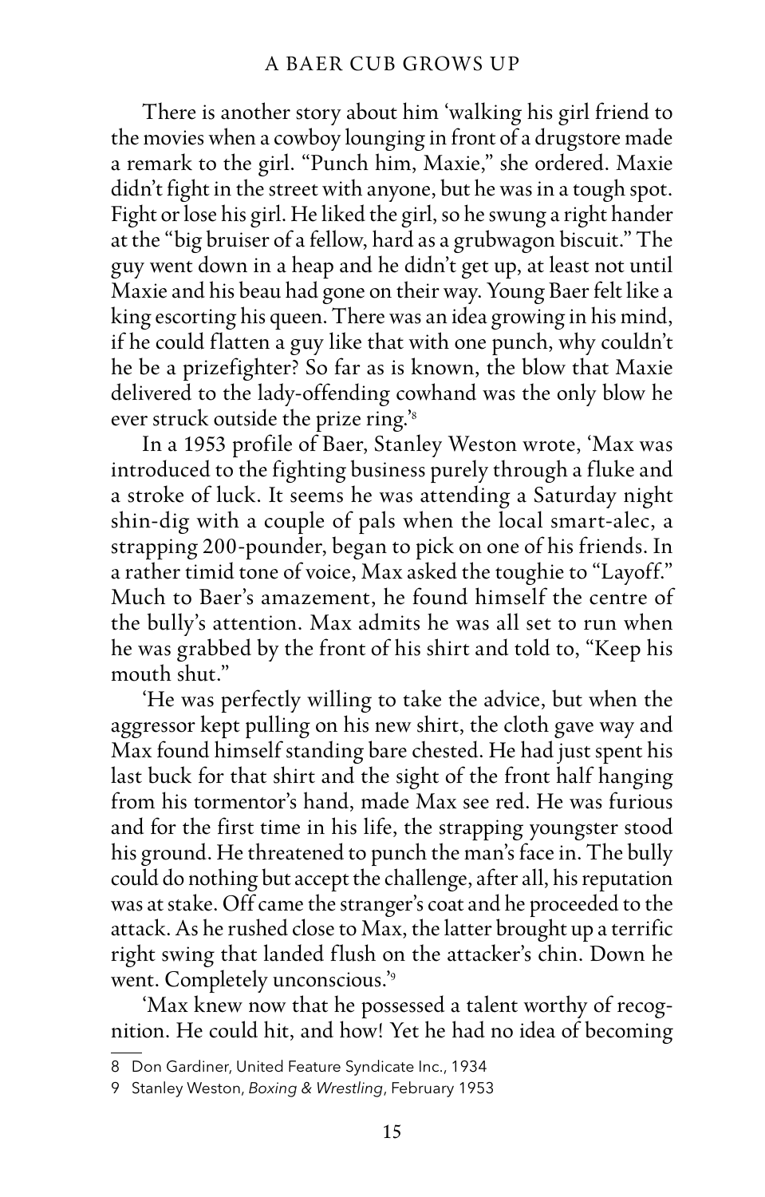There is another story about him 'walking his girl friend to the movies when a cowboy lounging in front of a drugstore made a remark to the girl. "Punch him, Maxie," she ordered. Maxie didn't fight in the street with anyone, but he was in a tough spot. Fight or lose his girl. He liked the girl, so he swung a right hander at the "big bruiser of a fellow, hard as a grubwagon biscuit." The guy went down in a heap and he didn't get up, at least not until Maxie and his beau had gone on their way. Young Baer felt like a king escorting his queen. There was an idea growing in his mind, if he could flatten a guy like that with one punch, why couldn't he be a prizefighter? So far as is known, the blow that Maxie delivered to the lady-offending cowhand was the only blow he ever struck outside the prize ring.'[8]

In a 1953 profile of Baer, Stanley Weston wrote, 'Max was introduced to the fighting business purely through a fluke and a stroke of luck. It seems he was attending a Saturday night shin-dig with a couple of pals when the local smart-alec, a strapping 200-pounder, began to pick on one of his friends. In a rather timid tone of voice, Max asked the toughie to "Layoff." Much to Baer's amazement, he found himself the centre of the bully's attention. Max admits he was all set to run when he was grabbed by the front of his shirt and told to, "Keep his mouth shut."

'He was perfectly willing to take the advice, but when the aggressor kept pulling on his new shirt, the cloth gave way and Max found himself standing bare chested. He had just spent his last buck for that shirt and the sight of the front half hanging from his tormentor's hand, made Max see red. He was furious and for the first time in his life, the strapping youngster stood his ground. He threatened to punch the man's face in. The bully could do nothing but accept the challenge, after all, his reputation was at stake. Off came the stranger's coat and he proceeded to the attack. As he rushed close to Max, the latter brought up a terrific right swing that landed flush on the attacker's chin. Down he went. Completely unconscious.'[9]

'Max knew now that he possessed a talent worthy of recognition. He could hit, and how! Yet he had no idea of becoming

---

8 Don Gardiner, United Feature Syndicate Inc., 1934

9 Stanley Weston, *Boxing & Wrestling*, February 1953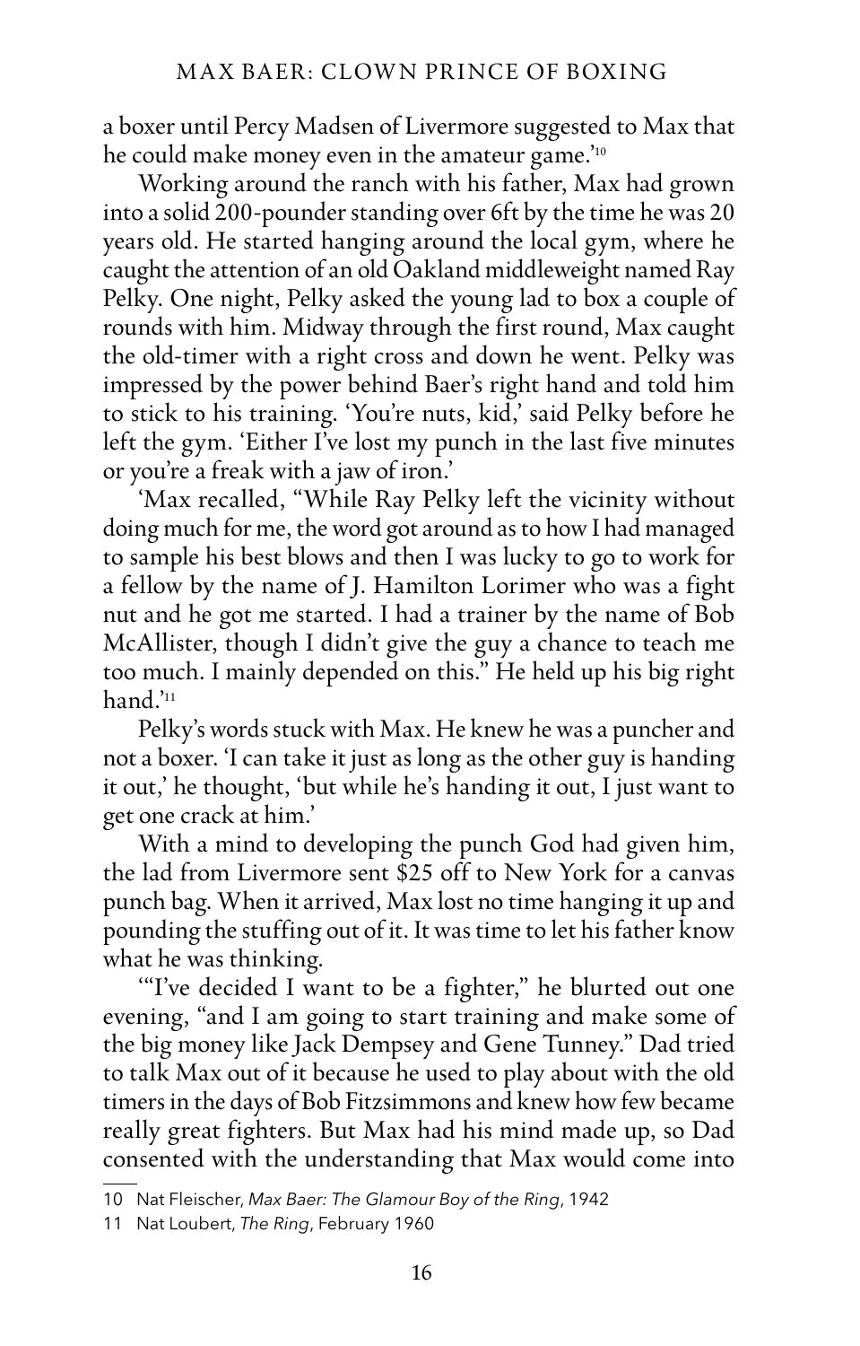a boxer until Percy Madsen of Livermore suggested to Max that he could make money even in the amateur game.'[10]

Working around the ranch with his father, Max had grown into a solid 200-pounder standing over 6ft by the time he was 20 years old. He started hanging around the local gym, where he caught the attention of an old Oakland middleweight named Ray Pelky. One night, Pelky asked the young lad to box a couple of rounds with him. Midway through the first round, Max caught the old-timer with a right cross and down he went. Pelky was impressed by the power behind Baer's right hand and told him to stick to his training. 'You're nuts, kid,' said Pelky before he left the gym. 'Either I've lost my punch in the last five minutes or you're a freak with a jaw of iron.'

'Max recalled, "While Ray Pelky left the vicinity without doing much for me, the word got around as to how I had managed to sample his best blows and then I was lucky to go to work for a fellow by the name of J. Hamilton Lorimer who was a fight nut and he got me started. I had a trainer by the name of Bob McAllister, though I didn't give the guy a chance to teach me too much. I mainly depended on this." He held up his big right hand.'[11]

Pelky's words stuck with Max. He knew he was a puncher and not a boxer. 'I can take it just as long as the other guy is handing it out,' he thought, 'but while he's handing it out, I just want to get one crack at him.'

With a mind to developing the punch God had given him, the lad from Livermore sent $25 off to New York for a canvas punch bag. When it arrived, Max lost no time hanging it up and pounding the stuffing out of it. It was time to let his father know what he was thinking.

'"I've decided I want to be a fighter," he blurted out one evening, "and I am going to start training and make some of the big money like Jack Dempsey and Gene Tunney." Dad tried to talk Max out of it because he used to play about with the old timers in the days of Bob Fitzsimmons and knew how few became really great fighters. But Max had his mind made up, so Dad consented with the understanding that Max would come into

---

10 Nat Fleischer, *Max Baer: The Glamour Boy of the Ring*, 1942

11 Nat Loubert, *The Ring*, February 1960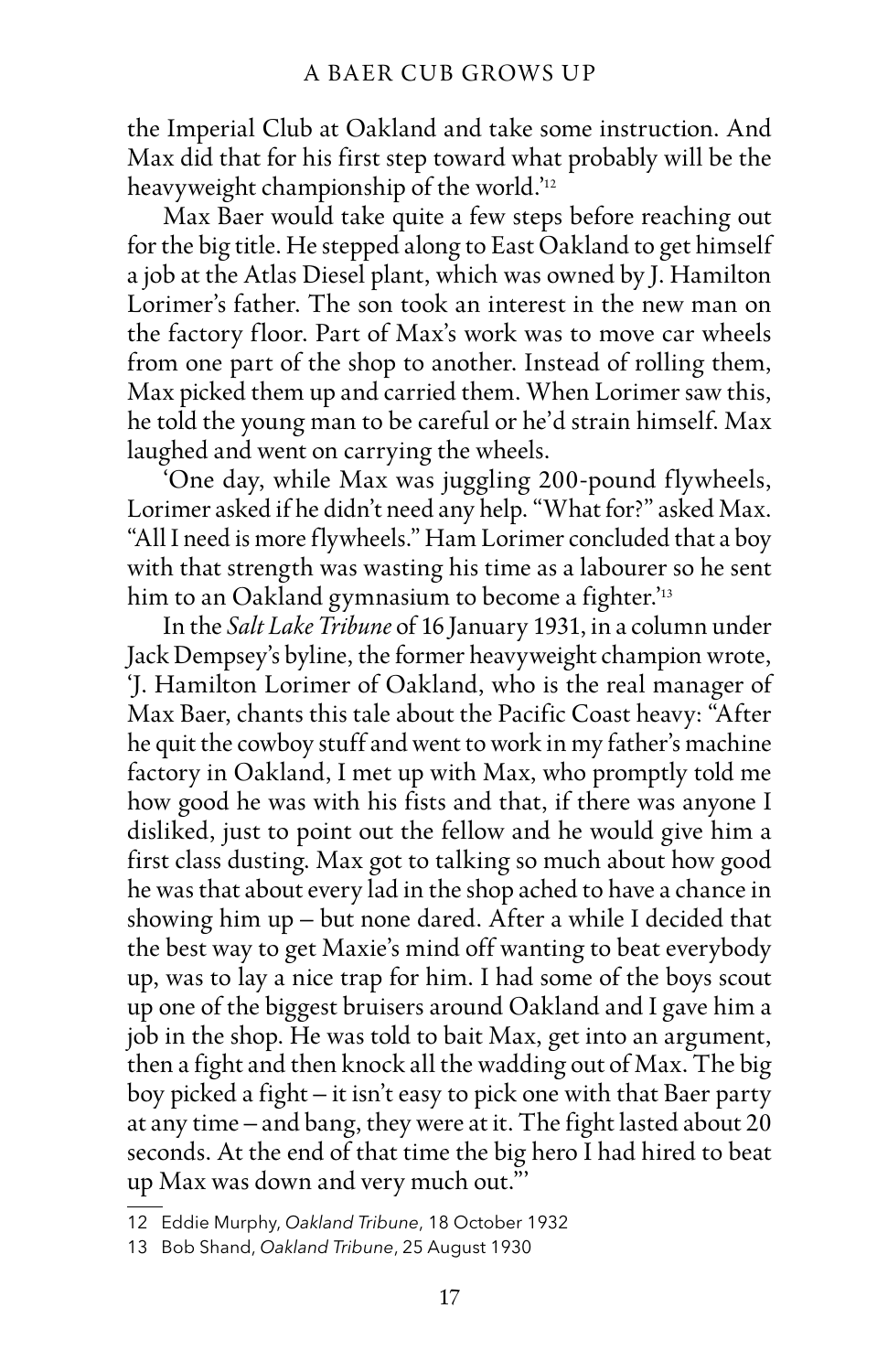the Imperial Club at Oakland and take some instruction. And Max did that for his first step toward what probably will be the heavyweight championship of the world.'[12]

Max Baer would take quite a few steps before reaching out for the big title. He stepped along to East Oakland to get himself a job at the Atlas Diesel plant, which was owned by J. Hamilton Lorimer's father. The son took an interest in the new man on the factory floor. Part of Max's work was to move car wheels from one part of the shop to another. Instead of rolling them, Max picked them up and carried them. When Lorimer saw this, he told the young man to be careful or he'd strain himself. Max laughed and went on carrying the wheels.

'One day, while Max was juggling 200-pound flywheels, Lorimer asked if he didn't need any help. "What for?" asked Max. "All I need is more flywheels." Ham Lorimer concluded that a boy with that strength was wasting his time as a labourer so he sent him to an Oakland gymnasium to become a fighter.'[13]

In the *Salt Lake Tribune* of 16 January 1931, in a column under Jack Dempsey's byline, the former heavyweight champion wrote, 'J. Hamilton Lorimer of Oakland, who is the real manager of Max Baer, chants this tale about the Pacific Coast heavy: "After he quit the cowboy stuff and went to work in my father's machine factory in Oakland, I met up with Max, who promptly told me how good he was with his fists and that, if there was anyone I disliked, just to point out the fellow and he would give him a first class dusting. Max got to talking so much about how good he was that about every lad in the shop ached to have a chance in showing him up – but none dared. After a while I decided that the best way to get Maxie's mind off wanting to beat everybody up, was to lay a nice trap for him. I had some of the boys scout up one of the biggest bruisers around Oakland and I gave him a job in the shop. He was told to bait Max, get into an argument, then a fight and then knock all the wadding out of Max. The big boy picked a fight – it isn't easy to pick one with that Baer party at any time – and bang, they were at it. The fight lasted about 20 seconds. At the end of that time the big hero I had hired to beat up Max was down and very much out."'

---

12 Eddie Murphy, *Oakland Tribune*, 18 October 1932

13 Bob Shand, *Oakland Tribune*, 25 August 1930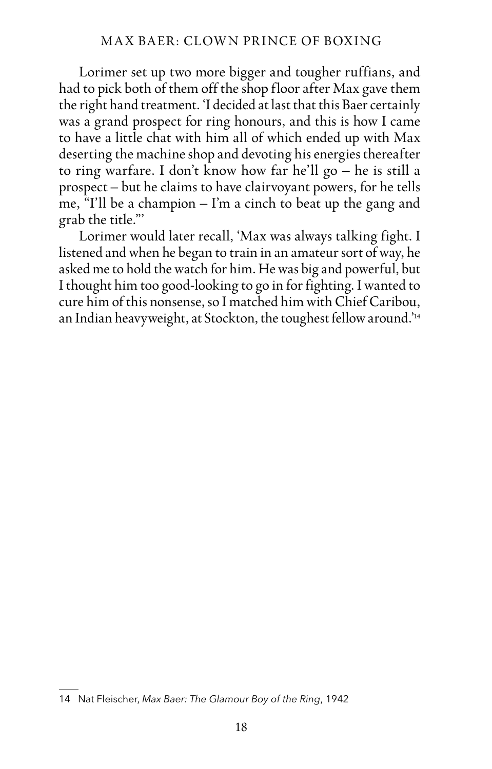Lorimer set up two more bigger and tougher ruffians, and had to pick both of them off the shop floor after Max gave them the right hand treatment. 'I decided at last that this Baer certainly was a grand prospect for ring honours, and this is how I came to have a little chat with him all of which ended up with Max deserting the machine shop and devoting his energies thereafter to ring warfare. I don't know how far he'll go – he is still a prospect – but he claims to have clairvoyant powers, for he tells me, "I'll be a champion – I'm a cinch to beat up the gang and grab the title."'

Lorimer would later recall, 'Max was always talking fight. I listened and when he began to train in an amateur sort of way, he asked me to hold the watch for him. He was big and powerful, but I thought him too good-looking to go in for fighting. I wanted to cure him of this nonsense, so I matched him with Chief Caribou, an Indian heavyweight, at Stockton, the toughest fellow around.'[14]

---

14 Nat Fleischer, *Max Baer: The Glamour Boy of the Ring*, 1942